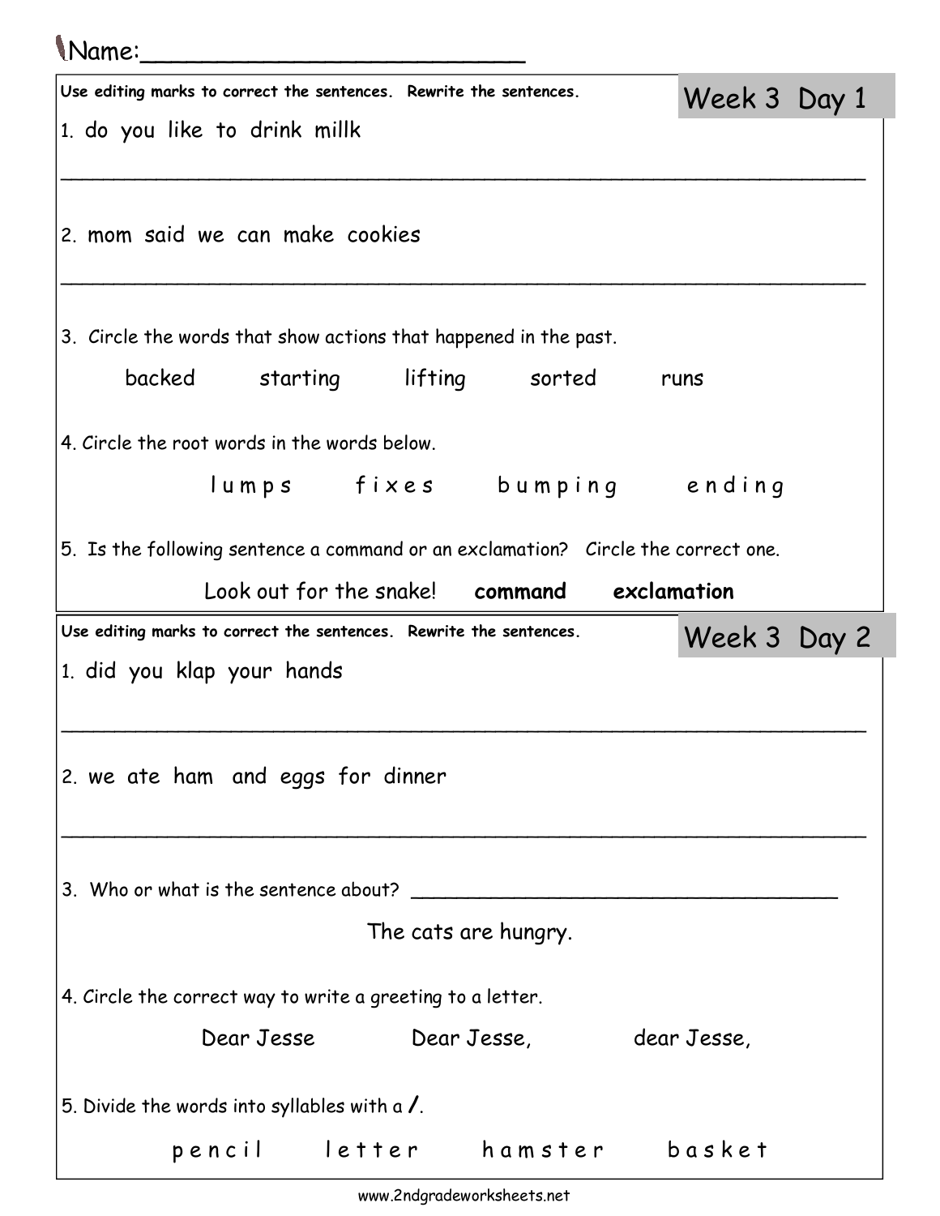Name:_________________________

## Week 3 Day 1

**Use editing marks to correct the sentences. Rewrite the sentences.**

1. do you like to drink millk

_______________________________________________________________

2. mom said we can make cookies

_______________________________________________________________

3. Circle the words that show actions that happened in the past.

backed  starting  lifting  sorted  runs

4. Circle the root words in the words below.

l u m p s  f i x e s  b u m p i n g  e n d i n g

5. Is the following sentence a command or an exclamation? Circle the correct one.

Look out for the snake!  **command**  **exclamation**

## Week 3 Day 2

**Use editing marks to correct the sentences. Rewrite the sentences.**

1. did you klap your hands

_______________________________________________________________

2. we ate ham and eggs for dinner

_______________________________________________________________

3. Who or what is the sentence about? ___________________________________

The cats are hungry.

4. Circle the correct way to write a greeting to a letter.

Dear Jesse  Dear Jesse,  dear Jesse,

5. Divide the words into syllables with a /.

p e n c i l  l e t t e r  h a m s t e r  b a s k e t

www.2ndgradeworksheets.net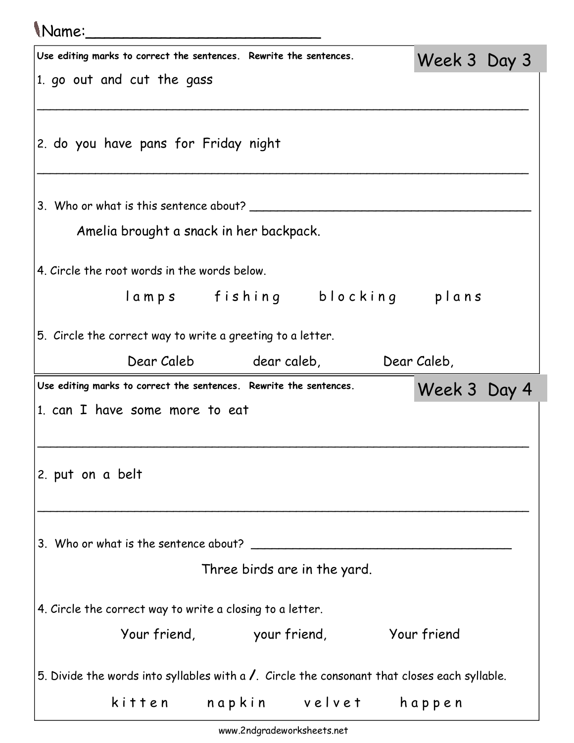Name:_________________________

## Week 3 Day 3

Use editing marks to correct the sentences. Rewrite the sentences.

1. go out and cut the gass

_______________________________________________________________

2. do you have pans for Friday night

_______________________________________________________________

3. Who or what is this sentence about? _________________________

Amelia brought a snack in her backpack.

4. Circle the root words in the words below.

l a m p s     f i s h i n g     b l o c k i n g     p l a n s

5. Circle the correct way to write a greeting to a letter.

Dear Caleb     dear caleb,     Dear Caleb,

## Week 3 Day 4

Use editing marks to correct the sentences. Rewrite the sentences.

1. can I have some more to eat

_______________________________________________________________

2. put on a belt

_______________________________________________________________

3. Who or what is the sentence about? _________________________

Three birds are in the yard.

4. Circle the correct way to write a closing to a letter.

Your friend,     your friend,     Your friend

5. Divide the words into syllables with a /. Circle the consonant that closes each syllable.

k i t t e n     n a p k i n     v e l v e t     h a p p e n

www.2ndgradeworksheets.net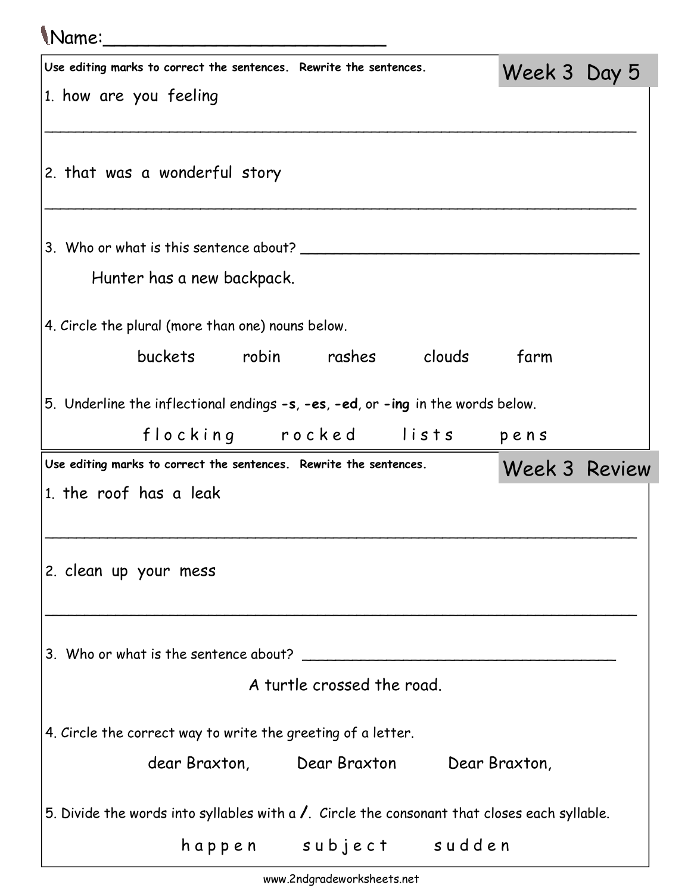Name:_________________________

## Week 3 Day 5

**Use editing marks to correct the sentences. Rewrite the sentences.**

1. how are you feeling

_______________________________________________________________

2. that was a wonderful story

_______________________________________________________________

3. Who or what is this sentence about? ____________________________________

   Hunter has a new backpack.

4. Circle the plural (more than one) nouns below.

   buckets    robin    rashes    clouds    farm

5. Underline the inflectional endings **-s**, **-es**, **-ed**, or **-ing** in the words below.

   f l o c k i n g    r o c k e d    l i s t s    p e n s

## Week 3 Review

**Use editing marks to correct the sentences. Rewrite the sentences.**

1. the roof has a leak

_______________________________________________________________

2. clean up your mess

_______________________________________________________________

3. Who or what is the sentence about? ____________________________________

   A turtle crossed the road.

4. Circle the correct way to write the greeting of a letter.

   dear Braxton,    Dear Braxton    Dear Braxton,

5. Divide the words into syllables with a **/**. Circle the consonant that closes each syllable.

   h a p p e n    s u b j e c t    s u d d e n

www.2ndgradeworksheets.net